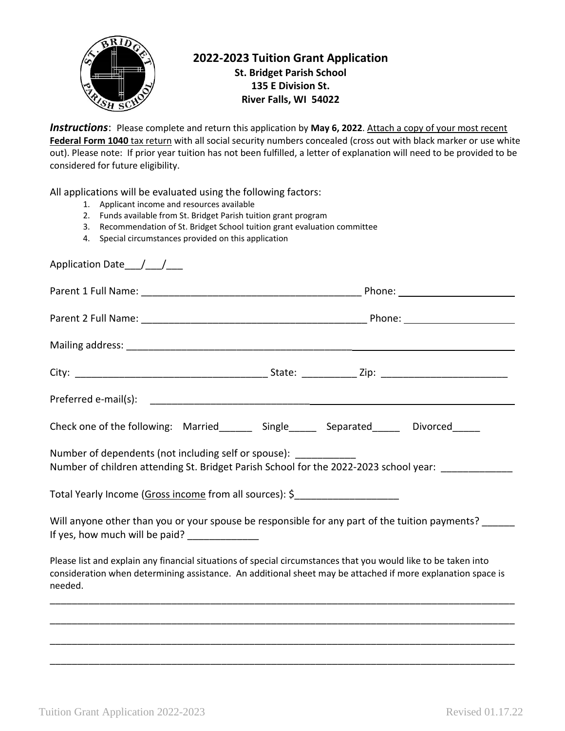## 2022-2023 Tuition Grant Application

**St. Bridget Parish School**
**135 E Division St.**
**River Falls, WI 54022**

***Instructions***: Please complete and return this application by **May 6, 2022**. Attach a copy of your most recent **Federal Form 1040** tax return with all social security numbers concealed (cross out with black marker or use white out). Please note: If prior year tuition has not been fulfilled, a letter of explanation will need to be provided to be considered for future eligibility.

All applications will be evaluated using the following factors:

1. Applicant income and resources available
2. Funds available from St. Bridget Parish tuition grant program
3. Recommendation of St. Bridget School tuition grant evaluation committee
4. Special circumstances provided on this application

Application Date___/___/___

Parent 1 Full Name: ________________________________________ Phone: ____________________

Parent 2 Full Name: __________________________________________ Phone: ____________________

Mailing address: ____________________________________________________________________

City: __________________________________ State: __________ Zip: ______________________

Preferred e-mail(s): ____________________________________________________________

Check one of the following: Married______ Single_____ Separated_____ Divorced_____

Number of dependents (not including self or spouse): ___________
Number of children attending St. Bridget Parish School for the 2022-2023 school year: ____________

Total Yearly Income (Gross income from all sources): $___________________

Will anyone other than you or your spouse be responsible for any part of the tuition payments? ______
If yes, how much will be paid? _____________

Please list and explain any financial situations of special circumstances that you would like to be taken into consideration when determining assistance. An additional sheet may be attached if more explanation space is needed.

_____________________________________________________________________________________

_____________________________________________________________________________________

_____________________________________________________________________________________

_____________________________________________________________________________________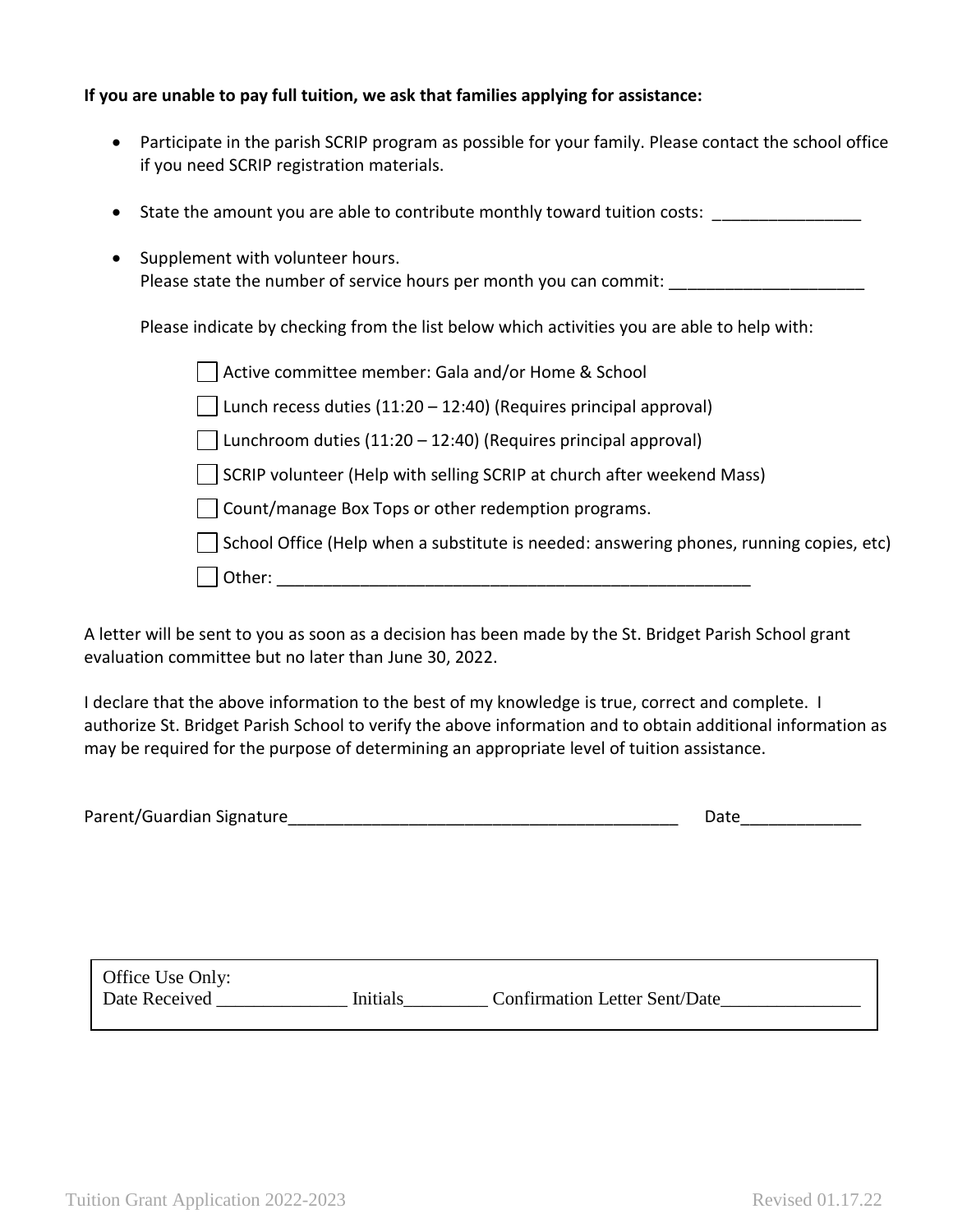**If you are unable to pay full tuition, we ask that families applying for assistance:**

- Participate in the parish SCRIP program as possible for your family. Please contact the school office if you need SCRIP registration materials.
- State the amount you are able to contribute monthly toward tuition costs: ________________
- Supplement with volunteer hours.
  Please state the number of service hours per month you can commit: _____________________

  Please indicate by checking from the list below which activities you are able to help with:

  - ☐ Active committee member: Gala and/or Home & School
  - ☐ Lunch recess duties (11:20 – 12:40) (Requires principal approval)
  - ☐ Lunchroom duties (11:20 – 12:40) (Requires principal approval)
  - ☐ SCRIP volunteer (Help with selling SCRIP at church after weekend Mass)
  - ☐ Count/manage Box Tops or other redemption programs.
  - ☐ School Office (Help when a substitute is needed: answering phones, running copies, etc)
  - ☐ Other: _____________________________________________________

A letter will be sent to you as soon as a decision has been made by the St. Bridget Parish School grant evaluation committee but no later than June 30, 2022.

I declare that the above information to the best of my knowledge is true, correct and complete. I authorize St. Bridget Parish School to verify the above information and to obtain additional information as may be required for the purpose of determining an appropriate level of tuition assistance.

Parent/Guardian Signature___________________________________________ Date_____________

Office Use Only:
Date Received ______________ Initials_________ Confirmation Letter Sent/Date_______________